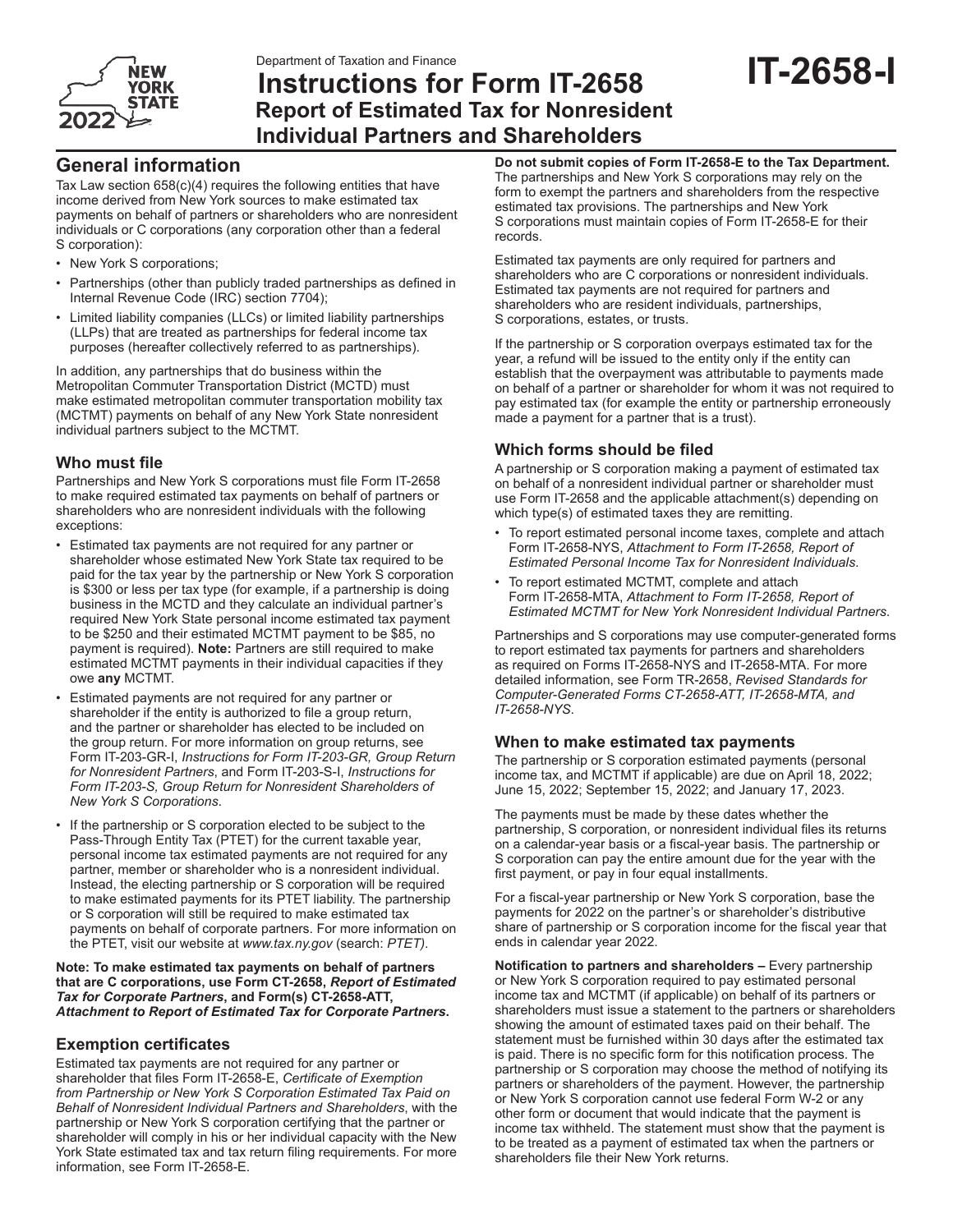Department of Taxation and Finance

# Instructions for Form IT-2658

## Report of Estimated Tax for Nonresident Individual Partners and Shareholders

**IT-2658-I**

NEW YORK STATE 2022

## General information

Tax Law section 658(c)(4) requires the following entities that have income derived from New York sources to make estimated tax payments on behalf of partners or shareholders who are nonresident individuals or C corporations (any corporation other than a federal S corporation):

- New York S corporations;
- Partnerships (other than publicly traded partnerships as defined in Internal Revenue Code (IRC) section 7704);
- Limited liability companies (LLCs) or limited liability partnerships (LLPs) that are treated as partnerships for federal income tax purposes (hereafter collectively referred to as partnerships).

In addition, any partnerships that do business within the Metropolitan Commuter Transportation District (MCTD) must make estimated metropolitan commuter transportation mobility tax (MCTMT) payments on behalf of any New York State nonresident individual partners subject to the MCTMT.

### Who must file

Partnerships and New York S corporations must file Form IT-2658 to make required estimated tax payments on behalf of partners or shareholders who are nonresident individuals with the following exceptions:

- Estimated tax payments are not required for any partner or shareholder whose estimated New York State tax required to be paid for the tax year by the partnership or New York S corporation is $300 or less per tax type (for example, if a partnership is doing business in the MCTD and they calculate an individual partner's required New York State personal income estimated tax payment to be $250 and their estimated MCTMT payment to be $85, no payment is required). **Note:** Partners are still required to make estimated MCTMT payments in their individual capacities if they owe **any** MCTMT.
- Estimated payments are not required for any partner or shareholder if the entity is authorized to file a group return, and the partner or shareholder has elected to be included on the group return. For more information on group returns, see Form IT-203-GR-I, *Instructions for Form IT-203-GR, Group Return for Nonresident Partners*, and Form IT-203-S-I, *Instructions for Form IT-203-S, Group Return for Nonresident Shareholders of New York S Corporations*.
- If the partnership or S corporation elected to be subject to the Pass-Through Entity Tax (PTET) for the current taxable year, personal income tax estimated payments are not required for any partner, member or shareholder who is a nonresident individual. Instead, the electing partnership or S corporation will be required to make estimated payments for its PTET liability. The partnership or S corporation will still be required to make estimated tax payments on behalf of corporate partners. For more information on the PTET, visit our website at *www.tax.ny.gov* (search: *PTET)*.

**Note: To make estimated tax payments on behalf of partners that are C corporations, use Form CT-2658, *Report of Estimated Tax for Corporate Partners*, and Form(s) CT-2658-ATT, *Attachment to Report of Estimated Tax for Corporate Partners*.**

### Exemption certificates

Estimated tax payments are not required for any partner or shareholder that files Form IT-2658-E, *Certificate of Exemption from Partnership or New York S Corporation Estimated Tax Paid on Behalf of Nonresident Individual Partners and Shareholders*, with the partnership or New York S corporation certifying that the partner or shareholder will comply in his or her individual capacity with the New York State estimated tax and tax return filing requirements. For more information, see Form IT-2658-E.

**Do not submit copies of Form IT-2658-E to the Tax Department.** The partnerships and New York S corporations may rely on the form to exempt the partners and shareholders from the respective estimated tax provisions. The partnerships and New York S corporations must maintain copies of Form IT-2658-E for their records.

Estimated tax payments are only required for partners and shareholders who are C corporations or nonresident individuals. Estimated tax payments are not required for partners and shareholders who are resident individuals, partnerships, S corporations, estates, or trusts.

If the partnership or S corporation overpays estimated tax for the year, a refund will be issued to the entity only if the entity can establish that the overpayment was attributable to payments made on behalf of a partner or shareholder for whom it was not required to pay estimated tax (for example the entity or partnership erroneously made a payment for a partner that is a trust).

### Which forms should be filed

A partnership or S corporation making a payment of estimated tax on behalf of a nonresident individual partner or shareholder must use Form IT-2658 and the applicable attachment(s) depending on which type(s) of estimated taxes they are remitting.

- To report estimated personal income taxes, complete and attach Form IT-2658-NYS, *Attachment to Form IT-2658, Report of Estimated Personal Income Tax for Nonresident Individuals*.
- To report estimated MCTMT, complete and attach Form IT-2658-MTA, *Attachment to Form IT-2658, Report of Estimated MCTMT for New York Nonresident Individual Partners*.

Partnerships and S corporations may use computer-generated forms to report estimated tax payments for partners and shareholders as required on Forms IT-2658-NYS and IT-2658-MTA. For more detailed information, see Form TR-2658, *Revised Standards for Computer-Generated Forms CT-2658-ATT, IT-2658-MTA, and IT-2658-NYS*.

### When to make estimated tax payments

The partnership or S corporation estimated payments (personal income tax, and MCTMT if applicable) are due on April 18, 2022; June 15, 2022; September 15, 2022; and January 17, 2023.

The payments must be made by these dates whether the partnership, S corporation, or nonresident individual files its returns on a calendar-year basis or a fiscal-year basis. The partnership or S corporation can pay the entire amount due for the year with the first payment, or pay in four equal installments.

For a fiscal-year partnership or New York S corporation, base the payments for 2022 on the partner's or shareholder's distributive share of partnership or S corporation income for the fiscal year that ends in calendar year 2022.

**Notification to partners and shareholders –** Every partnership or New York S corporation required to pay estimated personal income tax and MCTMT (if applicable) on behalf of its partners or shareholders must issue a statement to the partners or shareholders showing the amount of estimated taxes paid on their behalf. The statement must be furnished within 30 days after the estimated tax is paid. There is no specific form for this notification process. The partnership or S corporation may choose the method of notifying its partners or shareholders of the payment. However, the partnership or New York S corporation cannot use federal Form W-2 or any other form or document that would indicate that the payment is income tax withheld. The statement must show that the payment is to be treated as a payment of estimated tax when the partners or shareholders file their New York returns.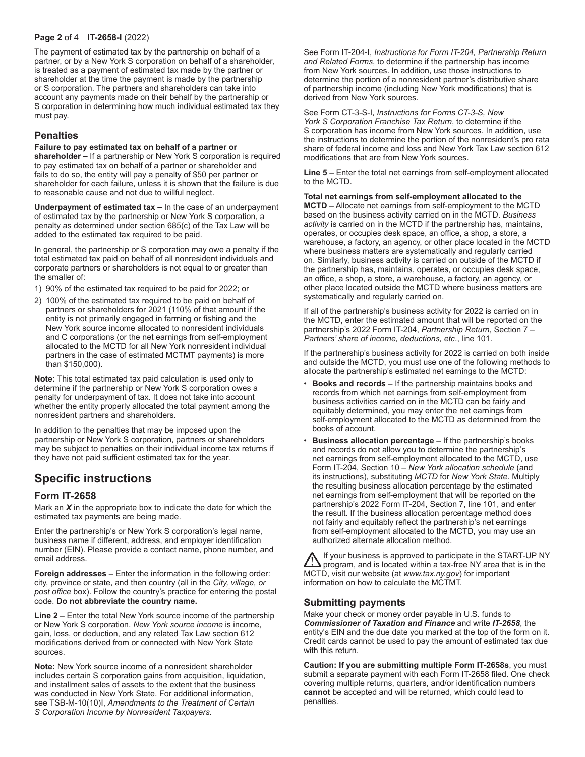The payment of estimated tax by the partnership on behalf of a partner, or by a New York S corporation on behalf of a shareholder, is treated as a payment of estimated tax made by the partner or shareholder at the time the payment is made by the partnership or S corporation. The partners and shareholders can take into account any payments made on their behalf by the partnership or S corporation in determining how much individual estimated tax they must pay.

### Penalties

**Failure to pay estimated tax on behalf of a partner or shareholder –** If a partnership or New York S corporation is required to pay estimated tax on behalf of a partner or shareholder and fails to do so, the entity will pay a penalty of $50 per partner or shareholder for each failure, unless it is shown that the failure is due to reasonable cause and not due to willful neglect.

**Underpayment of estimated tax –** In the case of an underpayment of estimated tax by the partnership or New York S corporation, a penalty as determined under section 685(c) of the Tax Law will be added to the estimated tax required to be paid.

In general, the partnership or S corporation may owe a penalty if the total estimated tax paid on behalf of all nonresident individuals and corporate partners or shareholders is not equal to or greater than the smaller of:

1) 90% of the estimated tax required to be paid for 2022; or
2) 100% of the estimated tax required to be paid on behalf of partners or shareholders for 2021 (110% of that amount if the entity is not primarily engaged in farming or fishing and the New York source income allocated to nonresident individuals and C corporations (or the net earnings from self-employment allocated to the MCTD for all New York nonresident individual partners in the case of estimated MCTMT payments) is more than $150,000).

**Note:** This total estimated tax paid calculation is used only to determine if the partnership or New York S corporation owes a penalty for underpayment of tax. It does not take into account whether the entity properly allocated the total payment among the nonresident partners and shareholders.

In addition to the penalties that may be imposed upon the partnership or New York S corporation, partners or shareholders may be subject to penalties on their individual income tax returns if they have not paid sufficient estimated tax for the year.

## Specific instructions

### Form IT-2658

Mark an ***X*** in the appropriate box to indicate the date for which the estimated tax payments are being made.

Enter the partnership's or New York S corporation's legal name, business name if different, address, and employer identification number (EIN). Please provide a contact name, phone number, and email address.

**Foreign addresses –** Enter the information in the following order: city, province or state, and then country (all in the *City, village, or post office* box). Follow the country's practice for entering the postal code. **Do not abbreviate the country name.**

**Line 2 –** Enter the total New York source income of the partnership or New York S corporation. *New York source income* is income, gain, loss, or deduction, and any related Tax Law section 612 modifications derived from or connected with New York State sources.

**Note:** New York source income of a nonresident shareholder includes certain S corporation gains from acquisition, liquidation, and installment sales of assets to the extent that the business was conducted in New York State. For additional information, see TSB-M-10(10)I, *Amendments to the Treatment of Certain S Corporation Income by Nonresident Taxpayers.*

See Form IT-204-I, *Instructions for Form IT-204, Partnership Return and Related Forms*, to determine if the partnership has income from New York sources. In addition, use those instructions to determine the portion of a nonresident partner's distributive share of partnership income (including New York modifications) that is derived from New York sources.

See Form CT-3-S-I, *Instructions for Forms CT-3-S, New York S Corporation Franchise Tax Return*, to determine if the S corporation has income from New York sources. In addition, use the instructions to determine the portion of the nonresident's pro rata share of federal income and loss and New York Tax Law section 612 modifications that are from New York sources.

**Line 5 –** Enter the total net earnings from self-employment allocated to the MCTD.

**Total net earnings from self-employment allocated to the MCTD –** Allocate net earnings from self-employment to the MCTD based on the business activity carried on in the MCTD. *Business activity* is carried on in the MCTD if the partnership has, maintains, operates, or occupies desk space, an office, a shop, a store, a warehouse, a factory, an agency, or other place located in the MCTD where business matters are systematically and regularly carried on. Similarly, business activity is carried on outside of the MCTD if the partnership has, maintains, operates, or occupies desk space, an office, a shop, a store, a warehouse, a factory, an agency, or other place located outside the MCTD where business matters are systematically and regularly carried on.

If all of the partnership's business activity for 2022 is carried on in the MCTD, enter the estimated amount that will be reported on the partnership's 2022 Form IT-204, *Partnership Return*, Section 7 – *Partners' share of income, deductions, etc*., line 101.

If the partnership's business activity for 2022 is carried on both inside and outside the MCTD, you must use one of the following methods to allocate the partnership's estimated net earnings to the MCTD:

- **Books and records –** If the partnership maintains books and records from which net earnings from self-employment from business activities carried on in the MCTD can be fairly and equitably determined, you may enter the net earnings from self-employment allocated to the MCTD as determined from the books of account.
- **Business allocation percentage –** If the partnership's books and records do not allow you to determine the partnership's net earnings from self-employment allocated to the MCTD, use Form IT-204, Section 10 – *New York allocation schedule* (and its instructions), substituting *MCTD* for *New York State*. Multiply the resulting business allocation percentage by the estimated net earnings from self-employment that will be reported on the partnership's 2022 Form IT-204, Section 7, line 101, and enter the result. If the business allocation percentage method does not fairly and equitably reflect the partnership's net earnings from self-employment allocated to the MCTD, you may use an authorized alternate allocation method.

If your business is approved to participate in the START-UP NY program, and is located within a tax-free NY area that is in the MCTD, visit our website (at *www.tax.ny.gov*) for important information on how to calculate the MCTMT.

### Submitting payments

Make your check or money order payable in U.S. funds to ***Commissioner of Taxation and Finance*** and write ***IT-2658***, the entity's EIN and the due date you marked at the top of the form on it. Credit cards cannot be used to pay the amount of estimated tax due with this return.

**Caution: If you are submitting multiple Form IT-2658s**, you must submit a separate payment with each Form IT-2658 filed. One check covering multiple returns, quarters, and/or identification numbers **cannot** be accepted and will be returned, which could lead to penalties.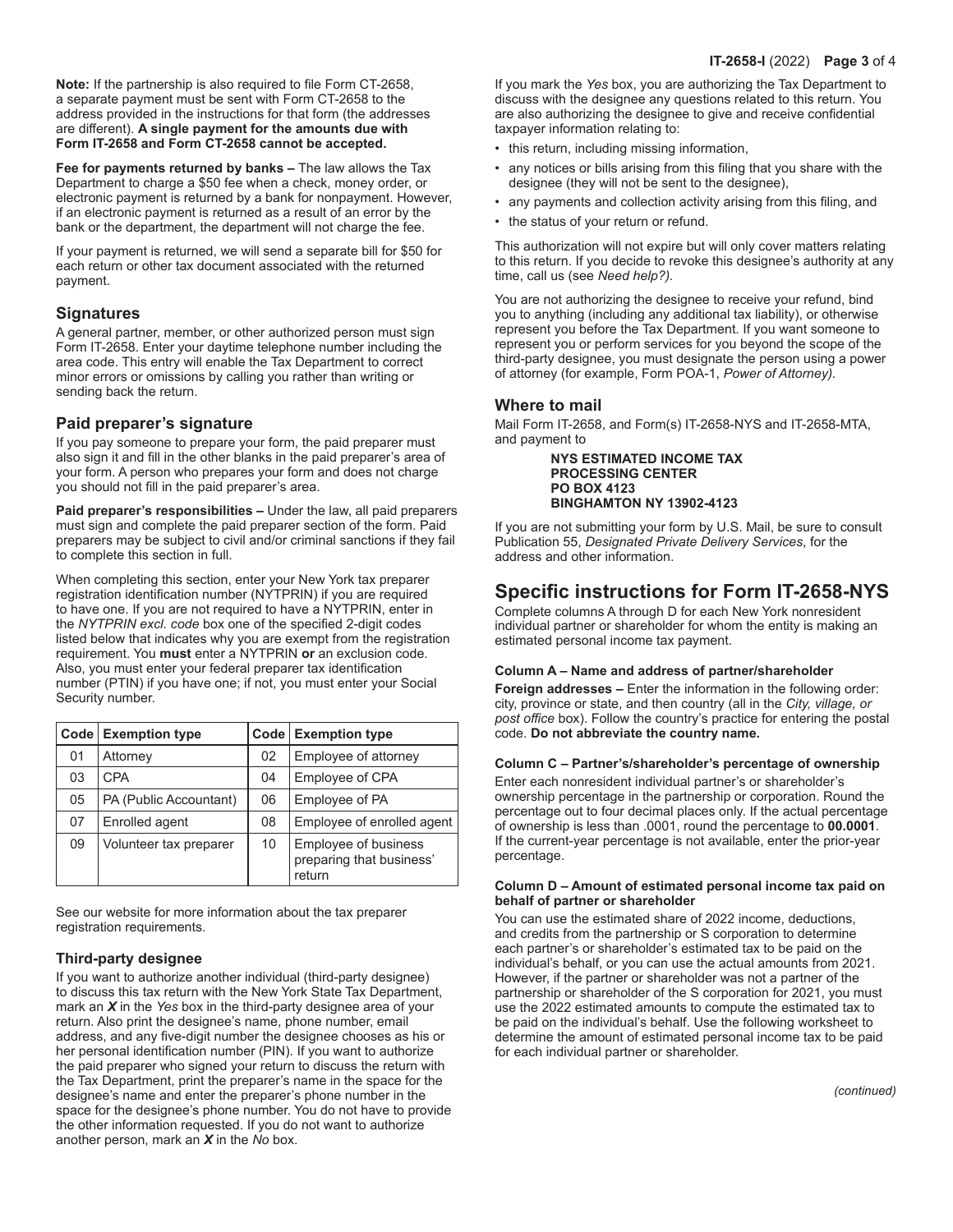**Note:** If the partnership is also required to file Form CT-2658, a separate payment must be sent with Form CT-2658 to the address provided in the instructions for that form (the addresses are different). **A single payment for the amounts due with Form IT-2658 and Form CT-2658 cannot be accepted.**

**Fee for payments returned by banks –** The law allows the Tax Department to charge a $50 fee when a check, money order, or electronic payment is returned by a bank for nonpayment. However, if an electronic payment is returned as a result of an error by the bank or the department, the department will not charge the fee.

If your payment is returned, we will send a separate bill for $50 for each return or other tax document associated with the returned payment.

## Signatures

A general partner, member, or other authorized person must sign Form IT-2658. Enter your daytime telephone number including the area code. This entry will enable the Tax Department to correct minor errors or omissions by calling you rather than writing or sending back the return.

## Paid preparer's signature

If you pay someone to prepare your form, the paid preparer must also sign it and fill in the other blanks in the paid preparer's area of your form. A person who prepares your form and does not charge you should not fill in the paid preparer's area.

**Paid preparer's responsibilities –** Under the law, all paid preparers must sign and complete the paid preparer section of the form. Paid preparers may be subject to civil and/or criminal sanctions if they fail to complete this section in full.

When completing this section, enter your New York tax preparer registration identification number (NYTPRIN) if you are required to have one. If you are not required to have a NYTPRIN, enter in the *NYTPRIN excl. code* box one of the specified 2-digit codes listed below that indicates why you are exempt from the registration requirement. You **must** enter a NYTPRIN **or** an exclusion code. Also, you must enter your federal preparer tax identification number (PTIN) if you have one; if not, you must enter your Social Security number.

| Code | Exemption type | Code | Exemption type |
|---|---|---|---|
| 01 | Attorney | 02 | Employee of attorney |
| 03 | CPA | 04 | Employee of CPA |
| 05 | PA (Public Accountant) | 06 | Employee of PA |
| 07 | Enrolled agent | 08 | Employee of enrolled agent |
| 09 | Volunteer tax preparer | 10 | Employee of business preparing that business' return |

See our website for more information about the tax preparer registration requirements.

### Third-party designee

If you want to authorize another individual (third-party designee) to discuss this tax return with the New York State Tax Department, mark an ***X*** in the *Yes* box in the third-party designee area of your return. Also print the designee's name, phone number, email address, and any five-digit number the designee chooses as his or her personal identification number (PIN). If you want to authorize the paid preparer who signed your return to discuss the return with the Tax Department, print the preparer's name in the space for the designee's name and enter the preparer's phone number in the space for the designee's phone number. You do not have to provide the other information requested. If you do not want to authorize another person, mark an ***X*** in the *No* box.

If you mark the *Yes* box, you are authorizing the Tax Department to discuss with the designee any questions related to this return. You are also authorizing the designee to give and receive confidential taxpayer information relating to:

- this return, including missing information,
- any notices or bills arising from this filing that you share with the designee (they will not be sent to the designee),
- any payments and collection activity arising from this filing, and
- the status of your return or refund.

This authorization will not expire but will only cover matters relating to this return. If you decide to revoke this designee's authority at any time, call us (see *Need help?)*.

You are not authorizing the designee to receive your refund, bind you to anything (including any additional tax liability), or otherwise represent you before the Tax Department. If you want someone to represent you or perform services for you beyond the scope of the third-party designee, you must designate the person using a power of attorney (for example, Form POA-1, *Power of Attorney)*.

## Where to mail

Mail Form IT-2658, and Form(s) IT-2658-NYS and IT-2658-MTA, and payment to

**NYS ESTIMATED INCOME TAX**
**PROCESSING CENTER**
**PO BOX 4123**
**BINGHAMTON NY 13902-4123**

If you are not submitting your form by U.S. Mail, be sure to consult Publication 55, *Designated Private Delivery Services*, for the address and other information.

# Specific instructions for Form IT-2658-NYS

Complete columns A through D for each New York nonresident individual partner or shareholder for whom the entity is making an estimated personal income tax payment.

#### Column A – Name and address of partner/shareholder

**Foreign addresses –** Enter the information in the following order: city, province or state, and then country (all in the *City, village, or post office* box). Follow the country's practice for entering the postal code. **Do not abbreviate the country name.**

#### Column C – Partner's/shareholder's percentage of ownership

Enter each nonresident individual partner's or shareholder's ownership percentage in the partnership or corporation. Round the percentage out to four decimal places only. If the actual percentage of ownership is less than .0001, round the percentage to **00.0001**. If the current-year percentage is not available, enter the prior-year percentage.

#### Column D – Amount of estimated personal income tax paid on behalf of partner or shareholder

You can use the estimated share of 2022 income, deductions, and credits from the partnership or S corporation to determine each partner's or shareholder's estimated tax to be paid on the individual's behalf, or you can use the actual amounts from 2021. However, if the partner or shareholder was not a partner of the partnership or shareholder of the S corporation for 2021, you must use the 2022 estimated amounts to compute the estimated tax to be paid on the individual's behalf. Use the following worksheet to determine the amount of estimated personal income tax to be paid for each individual partner or shareholder.

*(continued)*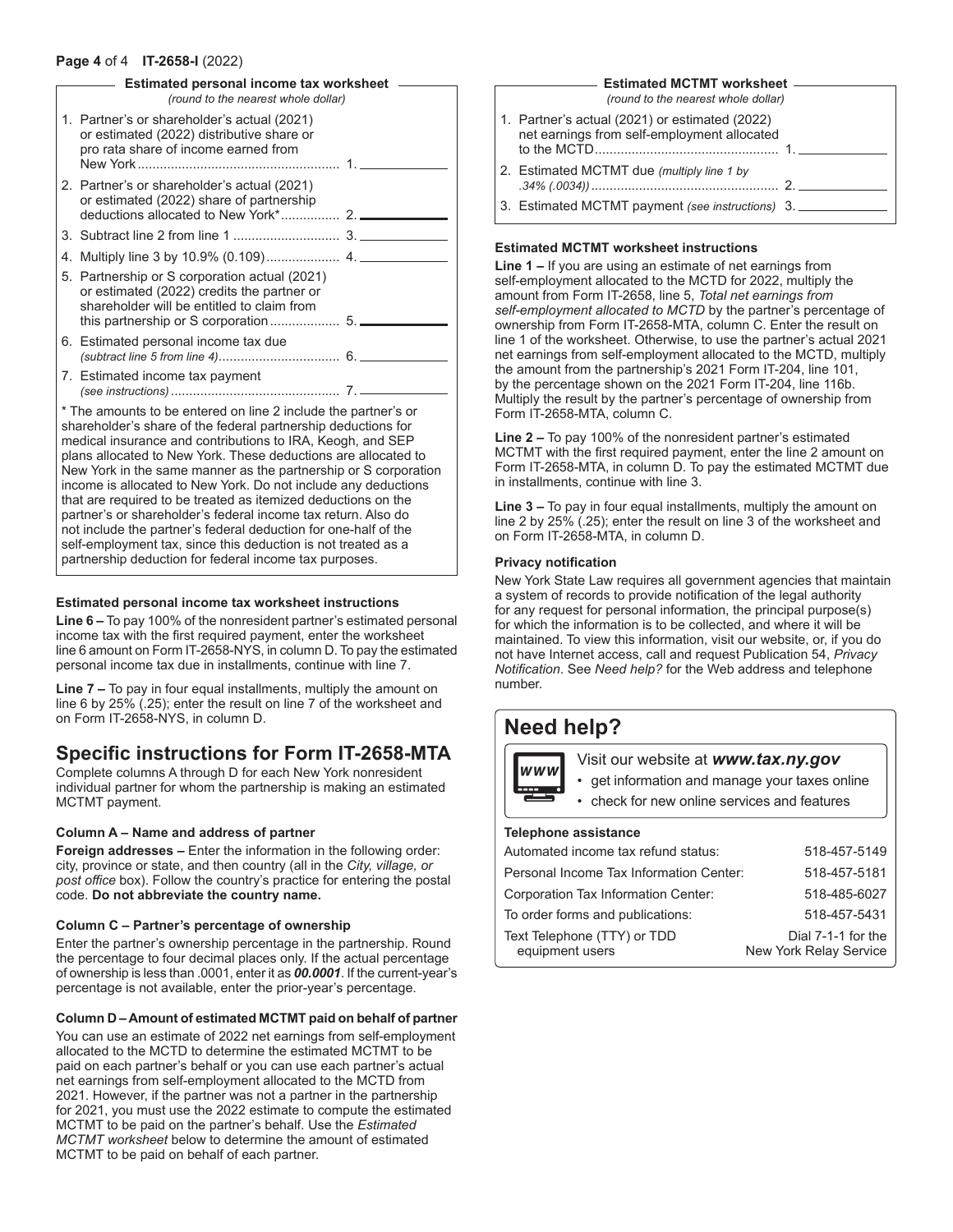**Estimated personal income tax worksheet**
*(round to the nearest whole dollar)*

1. Partner's or shareholder's actual (2021) or estimated (2022) distributive share or pro rata share of income earned from New York ........................................ 1. ____________
2. Partner's or shareholder's actual (2021) or estimated (2022) share of partnership deductions allocated to New York\* ................ 2. ____________
3. Subtract line 2 from line 1 ............................ 3. ____________
4. Multiply line 3 by 10.9% (0.109) .................... 4. ____________
5. Partnership or S corporation actual (2021) or estimated (2022) credits the partner or shareholder will be entitled to claim from this partnership or S corporation ................... 5. ____________
6. Estimated personal income tax due *(subtract line 5 from line 4)* ................................ 6. ____________
7. Estimated income tax payment *(see instructions)* ............................................. 7. ____________

\* The amounts to be entered on line 2 include the partner's or shareholder's share of the federal partnership deductions for medical insurance and contributions to IRA, Keogh, and SEP plans allocated to New York. These deductions are allocated to New York in the same manner as the partnership or S corporation income is allocated to New York. Do not include any deductions that are required to be treated as itemized deductions on the partner's or shareholder's federal income tax return. Also do not include the partner's federal deduction for one-half of the self-employment tax, since this deduction is not treated as a partnership deduction for federal income tax purposes.

**Estimated personal income tax worksheet instructions**

**Line 6 –** To pay 100% of the nonresident partner's estimated personal income tax with the first required payment, enter the worksheet line 6 amount on Form IT-2658-NYS, in column D. To pay the estimated personal income tax due in installments, continue with line 7.

**Line 7 –** To pay in four equal installments, multiply the amount on line 6 by 25% (.25); enter the result on line 7 of the worksheet and on Form IT-2658-NYS, in column D.

## Specific instructions for Form IT-2658-MTA

Complete columns A through D for each New York nonresident individual partner for whom the partnership is making an estimated MCTMT payment.

**Column A – Name and address of partner**

**Foreign addresses –** Enter the information in the following order: city, province or state, and then country (all in the *City, village, or post office* box). Follow the country's practice for entering the postal code. **Do not abbreviate the country name.**

**Column C – Partner's percentage of ownership**

Enter the partner's ownership percentage in the partnership. Round the percentage to four decimal places only. If the actual percentage of ownership is less than .0001, enter it as ***00.0001***. If the current-year's percentage is not available, enter the prior-year's percentage.

**Column D – Amount of estimated MCTMT paid on behalf of partner**

You can use an estimate of 2022 net earnings from self-employment allocated to the MCTD to determine the estimated MCTMT to be paid on each partner's behalf or you can use each partner's actual net earnings from self-employment allocated to the MCTD from 2021. However, if the partner was not a partner in the partnership for 2021, you must use the 2022 estimate to compute the estimated MCTMT to be paid on the partner's behalf. Use the *Estimated MCTMT worksheet* below to determine the amount of estimated MCTMT to be paid on behalf of each partner.

**Estimated MCTMT worksheet**
*(round to the nearest whole dollar)*

1. Partner's actual (2021) or estimated (2022) net earnings from self-employment allocated to the MCTD................................................. 1. ____________
2. Estimated MCTMT due *(multiply line 1 by .34% (.0034))* .................................................. 2. ____________
3. Estimated MCTMT payment *(see instructions)* 3. ____________

**Estimated MCTMT worksheet instructions**

**Line 1 –** If you are using an estimate of net earnings from self-employment allocated to the MCTD for 2022, multiply the amount from Form IT-2658, line 5, *Total net earnings from self-employment allocated to MCTD* by the partner's percentage of ownership from Form IT-2658-MTA, column C. Enter the result on line 1 of the worksheet. Otherwise, to use the partner's actual 2021 net earnings from self-employment allocated to the MCTD, multiply the amount from the partnership's 2021 Form IT-204, line 101, by the percentage shown on the 2021 Form IT-204, line 116b. Multiply the result by the partner's percentage of ownership from Form IT-2658-MTA, column C.

**Line 2 –** To pay 100% of the nonresident partner's estimated MCTMT with the first required payment, enter the line 2 amount on Form IT-2658-MTA, in column D. To pay the estimated MCTMT due in installments, continue with line 3.

**Line 3 –** To pay in four equal installments, multiply the amount on line 2 by 25% (.25); enter the result on line 3 of the worksheet and on Form IT-2658-MTA, in column D.

**Privacy notification**

New York State Law requires all government agencies that maintain a system of records to provide notification of the legal authority for any request for personal information, the principal purpose(s) for which the information is to be collected, and where it will be maintained. To view this information, visit our website, or, if you do not have Internet access, call and request Publication 54, *Privacy Notification*. See *Need help?* for the Web address and telephone number.

## Need help?

Visit our website at ***www.tax.ny.gov***

- get information and manage your taxes online
- check for new online services and features

**Telephone assistance**

| | |
|---|---|
| Automated income tax refund status: | 518-457-5149 |
| Personal Income Tax Information Center: | 518-457-5181 |
| Corporation Tax Information Center: | 518-485-6027 |
| To order forms and publications: | 518-457-5431 |
| Text Telephone (TTY) or TDD equipment users | Dial 7-1-1 for the New York Relay Service |